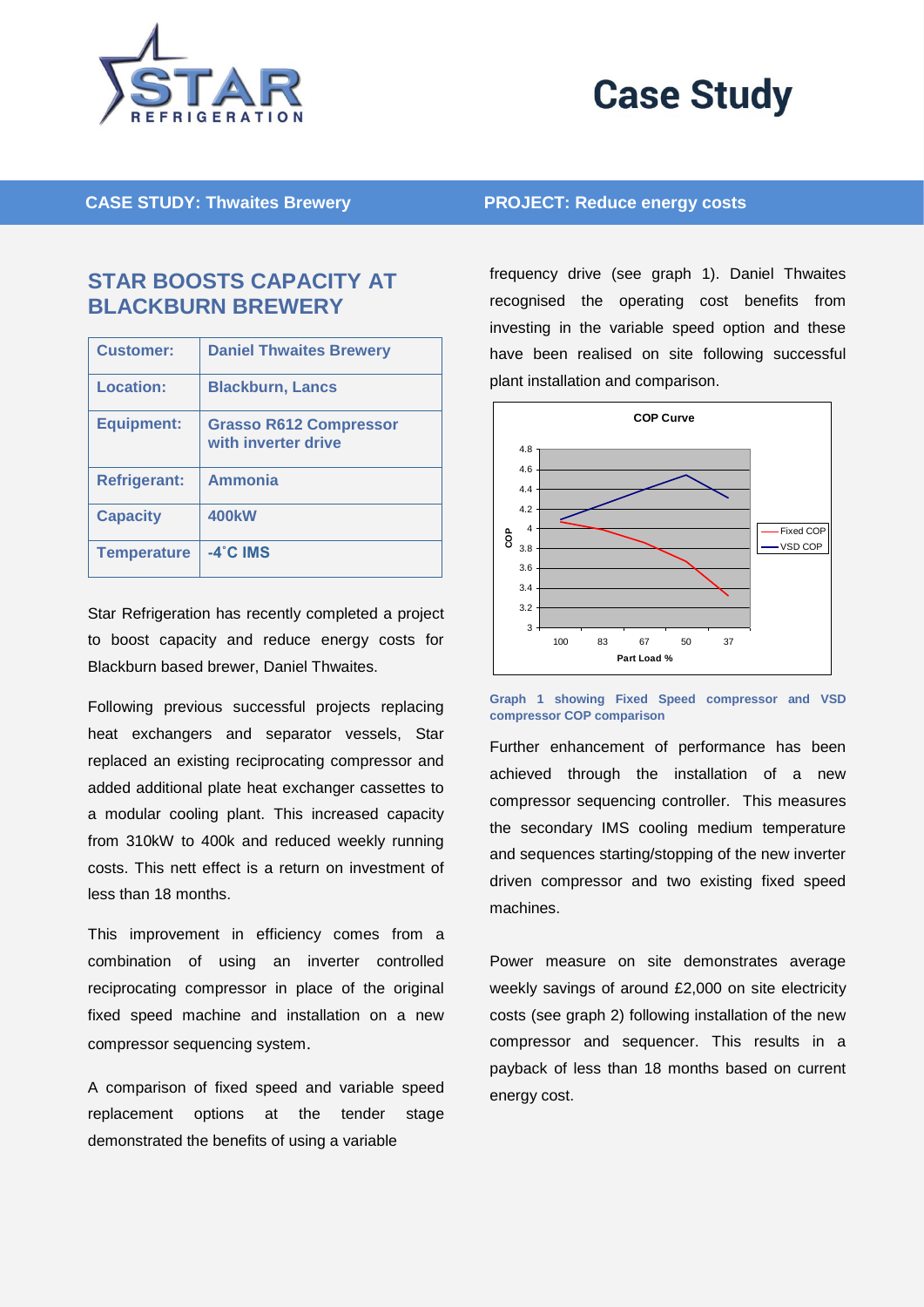# Case Study

**CASE STUDY: Thwaites Brewery** | **PROJECT: Reduce energy costs**

## STAR BOOSTS CAPACITY AT BLACKBURN BREWERY

| Customer: | Daniel Thwaites Brewery |
|---|---|
| Location: | Blackburn, Lancs |
| Equipment: | Grasso R612 Compressor with inverter drive |
| Refrigerant: | Ammonia |
| Capacity | 400kW |
| Temperature | -4˚C IMS |

Star Refrigeration has recently completed a project to boost capacity and reduce energy costs for Blackburn based brewer, Daniel Thwaites.

Following previous successful projects replacing heat exchangers and separator vessels, Star replaced an existing reciprocating compressor and added additional plate heat exchanger cassettes to a modular cooling plant. This increased capacity from 310kW to 400k and reduced weekly running costs. This nett effect is a return on investment of less than 18 months.

This improvement in efficiency comes from a combination of using an inverter controlled reciprocating compressor in place of the original fixed speed machine and installation on a new compressor sequencing system.

A comparison of fixed speed and variable speed replacement options at the tender stage demonstrated the benefits of using a variable frequency drive (see graph 1). Daniel Thwaites recognised the operating cost benefits from investing in the variable speed option and these have been realised on site following successful plant installation and comparison.

**Graph 1 showing Fixed Speed compressor and VSD compressor COP comparison**

Further enhancement of performance has been achieved through the installation of a new compressor sequencing controller. This measures the secondary IMS cooling medium temperature and sequences starting/stopping of the new inverter driven compressor and two existing fixed speed machines.

Power measure on site demonstrates average weekly savings of around £2,000 on site electricity costs (see graph 2) following installation of the new compressor and sequencer. This results in a payback of less than 18 months based on current energy cost.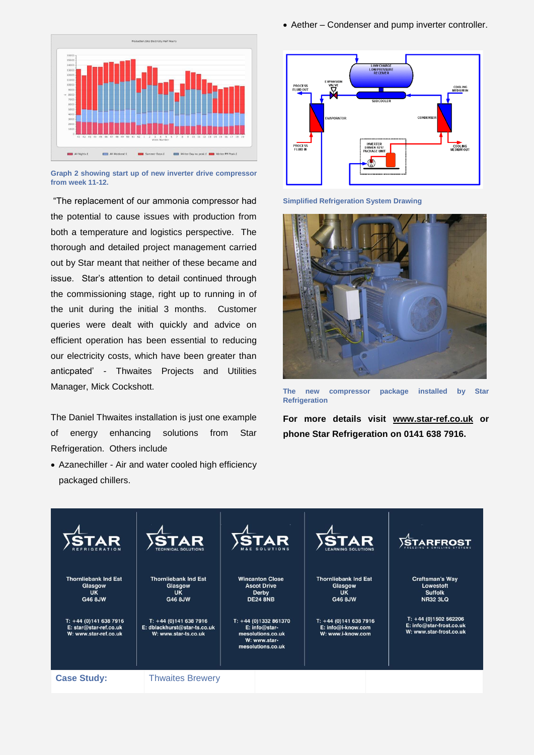Production Dep Electricity Half Hourly

All Nights £ All Weekend £ Summer Days £ Winter Day no peak £ Winter PM Peak £

Week Number

**Graph 2 showing start up of new inverter drive compressor from week 11-12.**

"The replacement of our ammonia compressor had the potential to cause issues with production from both a temperature and logistics perspective. The thorough and detailed project management carried out by Star meant that neither of these became and issue. Star's attention to detail continued through the commissioning stage, right up to running in of the unit during the initial 3 months. Customer queries were dealt with quickly and advice on efficient operation has been essential to reducing our electricity costs, which have been greater than anticpated' - Thwaites Projects and Utilities Manager, Mick Cockshott.

The Daniel Thwaites installation is just one example of energy enhancing solutions from Star Refrigeration. Others include

- Azanechiller - Air and water cooled high efficiency packaged chillers.
- Aether – Condenser and pump inverter controller.

LOW CHARGE LOW PRESSURE RECEIVER

EXPANSION VALVE

PROCESS FLUID OUT

COOLING MEDIUM IN

SUBCOOLER

EVAPORATOR

CONDENSER

PROCESS FLUID IN

INVERTER DRIVEN R717 PACKAGE UNIT

COOLING MEDIUM OUT

**Simplified Refrigeration System Drawing**

**The new compressor package installed by Star Refrigeration**

**For more details visit www.star-ref.co.uk or phone Star Refrigeration on 0141 638 7916.**

| STAR REFRIGERATION | STAR TECHNICAL SOLUTIONS | STAR M&E SOLUTIONS | STAR LEARNING SOLUTIONS | STARFROST FREEZING & CHILLING SYSTEMS |
|---|---|---|---|---|
| Thornliebank Ind Est<br>Glasgow<br>UK<br>G46 8JW | Thornliebank Ind Est<br>Glasgow<br>UK<br>G46 8JW | Wincanton Close<br>Ascot Drive<br>Derby<br>DE24 8NB | Thornliebank Ind Est<br>Glasgow<br>UK<br>G46 8JW | Craftsman's Way<br>Lowestoft<br>Suffolk<br>NR32 3LQ |
| T: +44 (0)141 638 7916<br>E: star@star-ref.co.uk<br>W: www.star-ref.co.uk | T: +44 (0)141 638 7916<br>E: dblackhurst@star-ts.co.uk<br>W: www.star-ts.co.uk | T: +44 (0)1332 861370<br>E: info@star-mesolutions.co.uk<br>W: www.star-mesolutions.co.uk | T: +44 (0)141 638 7916<br>E: info@i-know.com<br>W: www.i-know.com | T: +44 (0)1502 562206<br>E: info@star-frost.co.uk<br>W: www.star-frost.co.uk |

**Case Study:** Thwaites Brewery